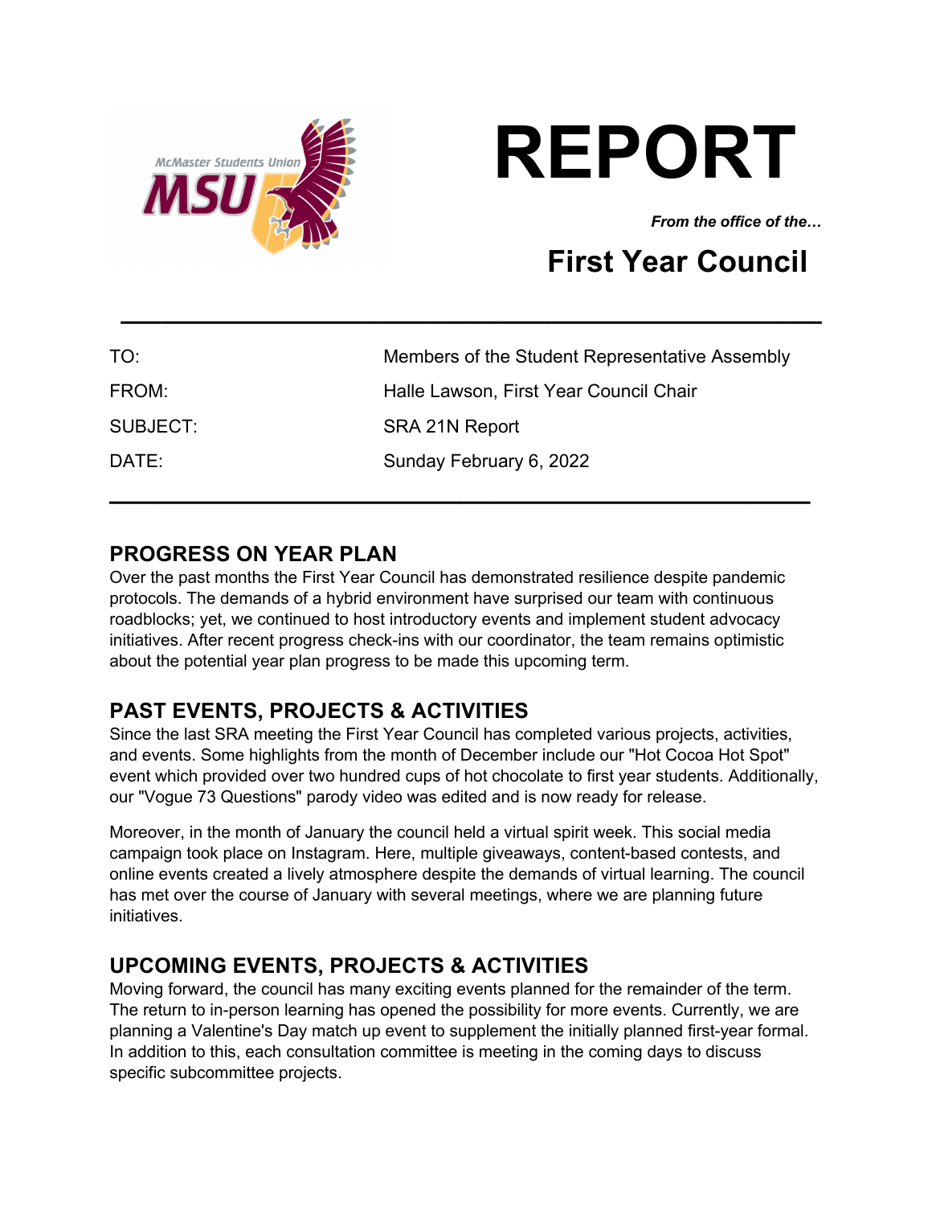# REPORT

***From the office of the…***

## First Year Council

| | |
|---|---|
| TO: | Members of the Student Representative Assembly |
| FROM: | Halle Lawson, First Year Council Chair |
| SUBJECT: | SRA 21N Report |
| DATE: | Sunday February 6, 2022 |

## PROGRESS ON YEAR PLAN

Over the past months the First Year Council has demonstrated resilience despite pandemic protocols. The demands of a hybrid environment have surprised our team with continuous roadblocks; yet, we continued to host introductory events and implement student advocacy initiatives. After recent progress check-ins with our coordinator, the team remains optimistic about the potential year plan progress to be made this upcoming term.

## PAST EVENTS, PROJECTS & ACTIVITIES

Since the last SRA meeting the First Year Council has completed various projects, activities, and events. Some highlights from the month of December include our "Hot Cocoa Hot Spot" event which provided over two hundred cups of hot chocolate to first year students. Additionally, our "Vogue 73 Questions" parody video was edited and is now ready for release.

Moreover, in the month of January the council held a virtual spirit week. This social media campaign took place on Instagram. Here, multiple giveaways, content-based contests, and online events created a lively atmosphere despite the demands of virtual learning. The council has met over the course of January with several meetings, where we are planning future initiatives.

## UPCOMING EVENTS, PROJECTS & ACTIVITIES

Moving forward, the council has many exciting events planned for the remainder of the term. The return to in-person learning has opened the possibility for more events. Currently, we are planning a Valentine's Day match up event to supplement the initially planned first-year formal. In addition to this, each consultation committee is meeting in the coming days to discuss specific subcommittee projects.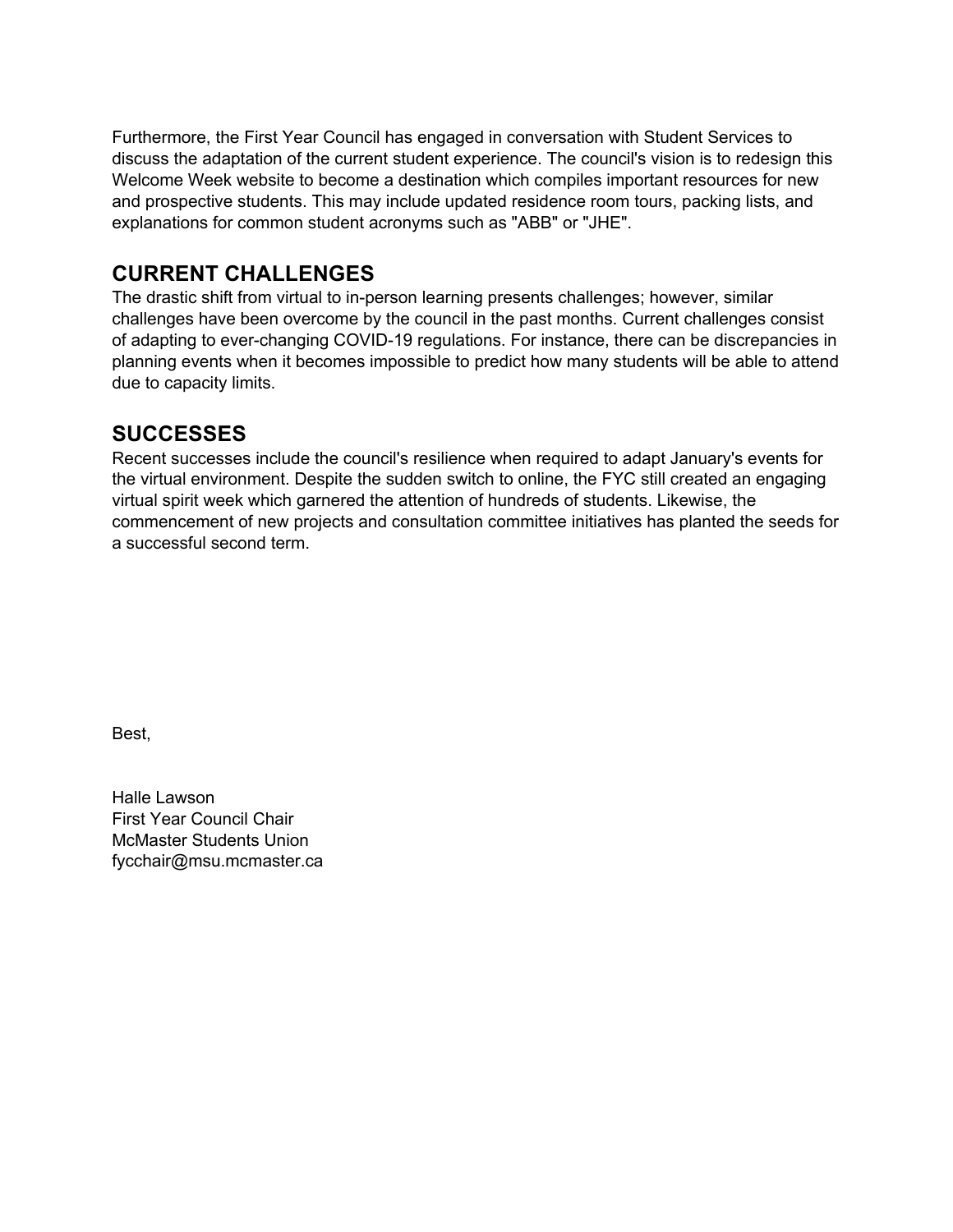Furthermore, the First Year Council has engaged in conversation with Student Services to discuss the adaptation of the current student experience. The council's vision is to redesign this Welcome Week website to become a destination which compiles important resources for new and prospective students. This may include updated residence room tours, packing lists, and explanations for common student acronyms such as "ABB" or "JHE".

## CURRENT CHALLENGES

The drastic shift from virtual to in-person learning presents challenges; however, similar challenges have been overcome by the council in the past months. Current challenges consist of adapting to ever-changing COVID-19 regulations. For instance, there can be discrepancies in planning events when it becomes impossible to predict how many students will be able to attend due to capacity limits.

## SUCCESSES

Recent successes include the council's resilience when required to adapt January's events for the virtual environment. Despite the sudden switch to online, the FYC still created an engaging virtual spirit week which garnered the attention of hundreds of students. Likewise, the commencement of new projects and consultation committee initiatives has planted the seeds for a successful second term.

Best,

Halle Lawson
First Year Council Chair
McMaster Students Union
fycchair@msu.mcmaster.ca